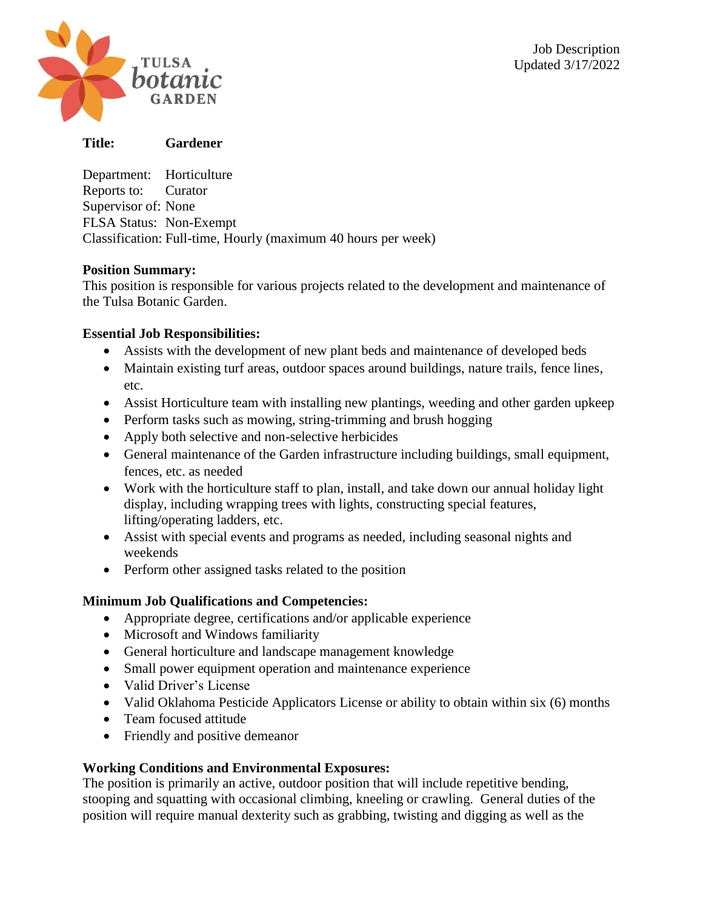Job Description
Updated 3/17/2022

**Title:** **Gardener**

Department: Horticulture
Reports to: Curator
Supervisor of: None
FLSA Status: Non-Exempt
Classification: Full-time, Hourly (maximum 40 hours per week)

**Position Summary:**
This position is responsible for various projects related to the development and maintenance of the Tulsa Botanic Garden.

**Essential Job Responsibilities:**

- Assists with the development of new plant beds and maintenance of developed beds
- Maintain existing turf areas, outdoor spaces around buildings, nature trails, fence lines, etc.
- Assist Horticulture team with installing new plantings, weeding and other garden upkeep
- Perform tasks such as mowing, string-trimming and brush hogging
- Apply both selective and non-selective herbicides
- General maintenance of the Garden infrastructure including buildings, small equipment, fences, etc. as needed
- Work with the horticulture staff to plan, install, and take down our annual holiday light display, including wrapping trees with lights, constructing special features, lifting/operating ladders, etc.
- Assist with special events and programs as needed, including seasonal nights and weekends
- Perform other assigned tasks related to the position

**Minimum Job Qualifications and Competencies:**

- Appropriate degree, certifications and/or applicable experience
- Microsoft and Windows familiarity
- General horticulture and landscape management knowledge
- Small power equipment operation and maintenance experience
- Valid Driver's License
- Valid Oklahoma Pesticide Applicators License or ability to obtain within six (6) months
- Team focused attitude
- Friendly and positive demeanor

**Working Conditions and Environmental Exposures:**
The position is primarily an active, outdoor position that will include repetitive bending, stooping and squatting with occasional climbing, kneeling or crawling. General duties of the position will require manual dexterity such as grabbing, twisting and digging as well as the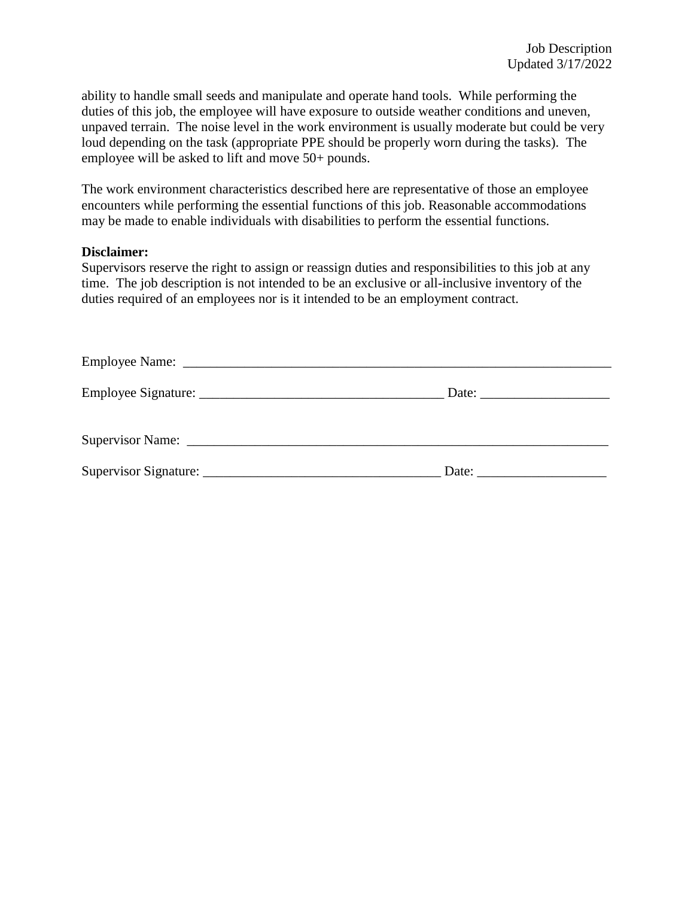ability to handle small seeds and manipulate and operate hand tools. While performing the duties of this job, the employee will have exposure to outside weather conditions and uneven, unpaved terrain. The noise level in the work environment is usually moderate but could be very loud depending on the task (appropriate PPE should be properly worn during the tasks). The employee will be asked to lift and move 50+ pounds.

The work environment characteristics described here are representative of those an employee encounters while performing the essential functions of this job. Reasonable accommodations may be made to enable individuals with disabilities to perform the essential functions.

**Disclaimer:**
Supervisors reserve the right to assign or reassign duties and responsibilities to this job at any time. The job description is not intended to be an exclusive or all-inclusive inventory of the duties required of an employees nor is it intended to be an employment contract.

Employee Name: ___________________________________________________________________

Employee Signature: ____________________________________ Date: ___________________

Supervisor Name: _________________________________________________________________

Supervisor Signature: ___________________________________ Date: ___________________